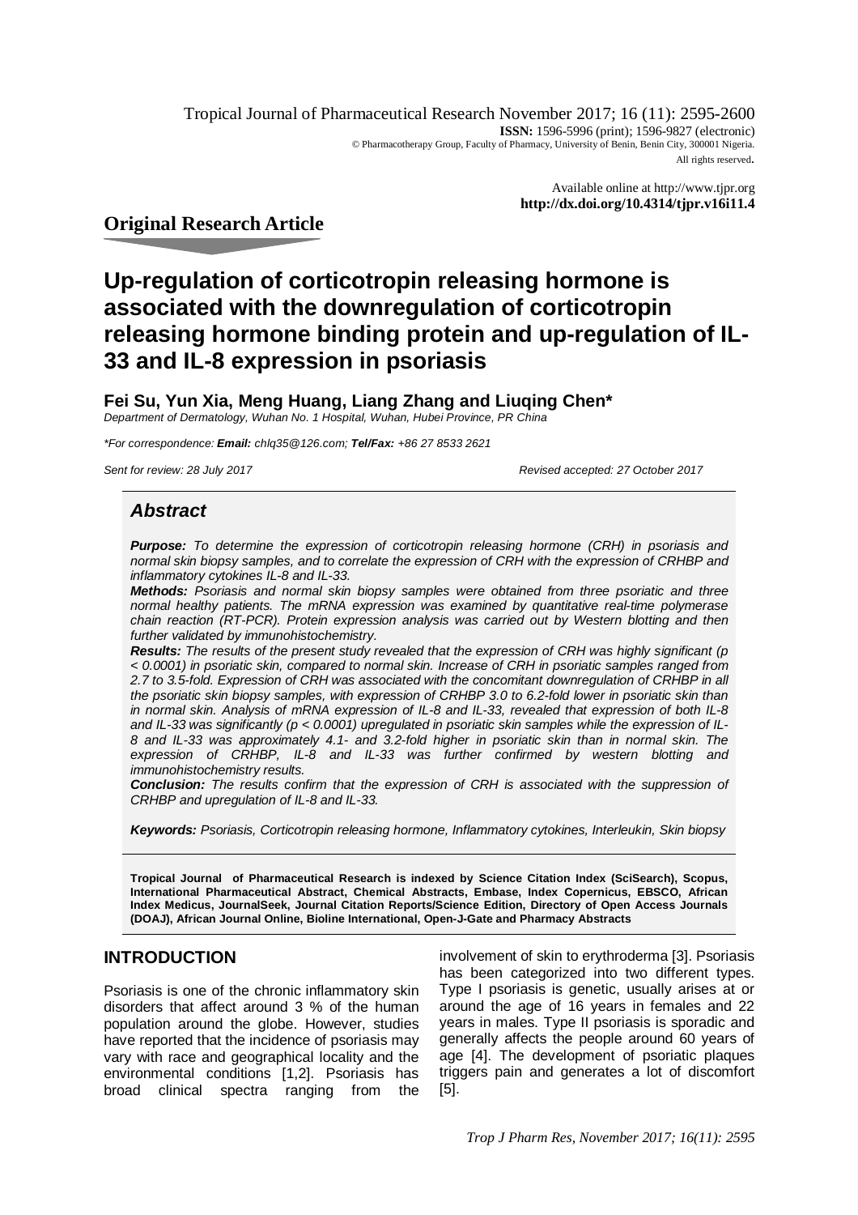Tropical Journal of Pharmaceutical Research November 2017; 16 (11): 2595-2600
**ISSN:** 1596-5996 (print); 1596-9827 (electronic)
© Pharmacotherapy Group, Faculty of Pharmacy, University of Benin, Benin City, 300001 Nigeria.
All rights reserved.

Available online at http://www.tjpr.org
**http://dx.doi.org/10.4314/tjpr.v16i11.4**

**Original Research Article**

# Up-regulation of corticotropin releasing hormone is associated with the downregulation of corticotropin releasing hormone binding protein and up-regulation of IL-33 and IL-8 expression in psoriasis

**Fei Su, Yun Xia, Meng Huang, Liang Zhang and Liuqing Chen***

*Department of Dermatology, Wuhan No. 1 Hospital, Wuhan, Hubei Province, PR China*

*\*For correspondence: **Email:** chlq35@126.com; **Tel/Fax:** +86 27 8533 2621*

*Sent for review: 28 July 2017* *Revised accepted: 27 October 2017*

## *Abstract*

***Purpose:*** *To determine the expression of corticotropin releasing hormone (CRH) in psoriasis and normal skin biopsy samples, and to correlate the expression of CRH with the expression of CRHBP and inflammatory cytokines IL-8 and IL-33.*

***Methods:*** *Psoriasis and normal skin biopsy samples were obtained from three psoriatic and three normal healthy patients. The mRNA expression was examined by quantitative real-time polymerase chain reaction (RT-PCR). Protein expression analysis was carried out by Western blotting and then further validated by immunohistochemistry.*

***Results:*** *The results of the present study revealed that the expression of CRH was highly significant ($p < 0.0001$) in psoriatic skin, compared to normal skin. Increase of CRH in psoriatic samples ranged from 2.7 to 3.5-fold. Expression of CRH was associated with the concomitant downregulation of CRHBP in all the psoriatic skin biopsy samples, with expression of CRHBP 3.0 to 6.2-fold lower in psoriatic skin than in normal skin. Analysis of mRNA expression of IL-8 and IL-33, revealed that expression of both IL-8 and IL-33 was significantly ($p < 0.0001$) upregulated in psoriatic skin samples while the expression of IL-8 and IL-33 was approximately 4.1- and 3.2-fold higher in psoriatic skin than in normal skin. The expression of CRHBP, IL-8 and IL-33 was further confirmed by western blotting and immunohistochemistry results.*

***Conclusion:*** *The results confirm that the expression of CRH is associated with the suppression of CRHBP and upregulation of IL-8 and IL-33.*

***Keywords:*** *Psoriasis, Corticotropin releasing hormone, Inflammatory cytokines, Interleukin, Skin biopsy*

**Tropical Journal of Pharmaceutical Research is indexed by Science Citation Index (SciSearch), Scopus, International Pharmaceutical Abstract, Chemical Abstracts, Embase, Index Copernicus, EBSCO, African Index Medicus, JournalSeek, Journal Citation Reports/Science Edition, Directory of Open Access Journals (DOAJ), African Journal Online, Bioline International, Open-J-Gate and Pharmacy Abstracts**

## INTRODUCTION

Psoriasis is one of the chronic inflammatory skin disorders that affect around 3 % of the human population around the globe. However, studies have reported that the incidence of psoriasis may vary with race and geographical locality and the environmental conditions [1,2]. Psoriasis has broad clinical spectra ranging from the involvement of skin to erythroderma [3]. Psoriasis has been categorized into two different types. Type I psoriasis is genetic, usually arises at or around the age of 16 years in females and 22 years in males. Type II psoriasis is sporadic and generally affects the people around 60 years of age [4]. The development of psoriatic plaques triggers pain and generates a lot of discomfort [5].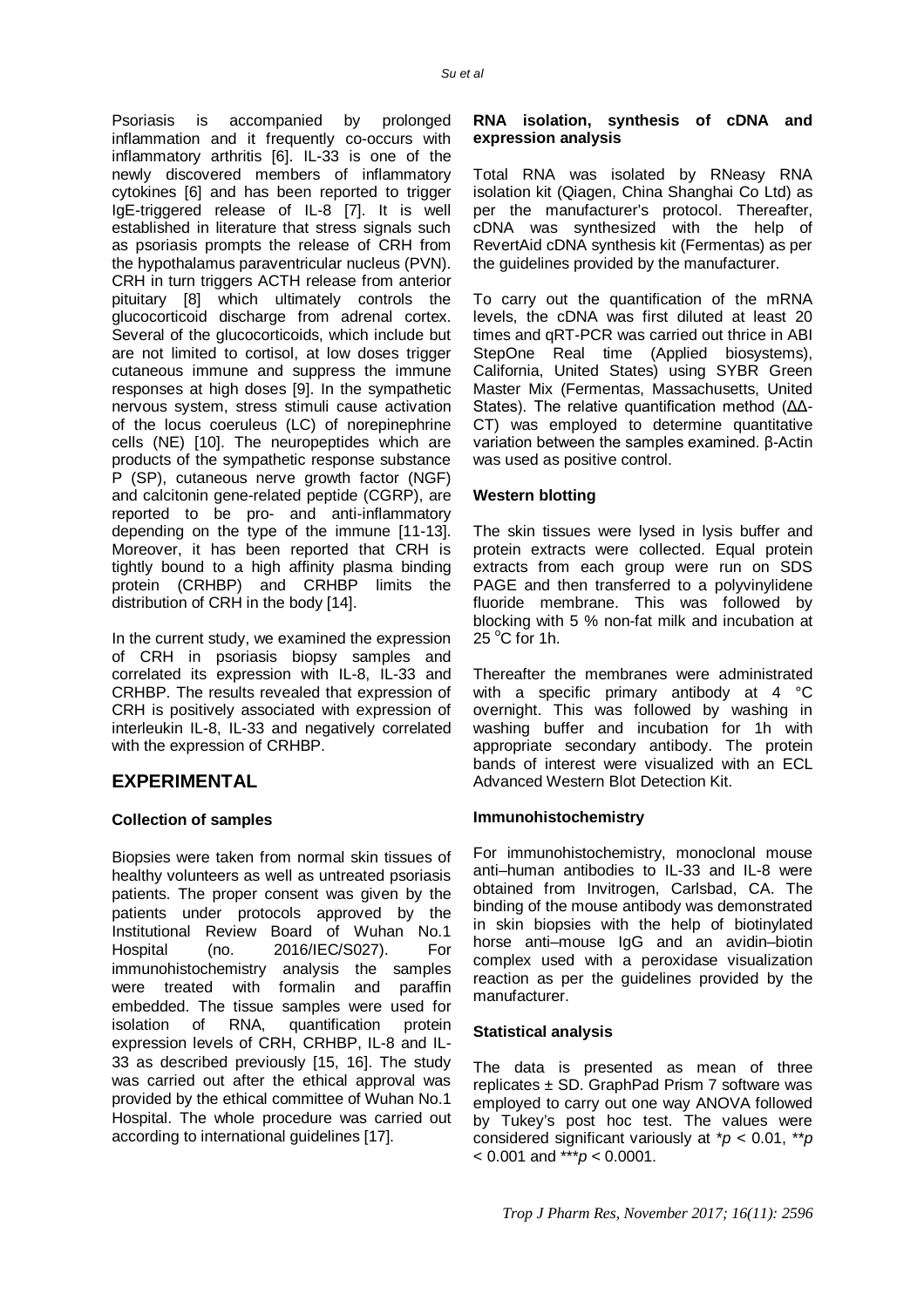Psoriasis is accompanied by prolonged inflammation and it frequently co-occurs with inflammatory arthritis [6]. IL-33 is one of the newly discovered members of inflammatory cytokines [6] and has been reported to trigger IgE-triggered release of IL-8 [7]. It is well established in literature that stress signals such as psoriasis prompts the release of CRH from the hypothalamus paraventricular nucleus (PVN). CRH in turn triggers ACTH release from anterior pituitary [8] which ultimately controls the glucocorticoid discharge from adrenal cortex. Several of the glucocorticoids, which include but are not limited to cortisol, at low doses trigger cutaneous immune and suppress the immune responses at high doses [9]. In the sympathetic nervous system, stress stimuli cause activation of the locus coeruleus (LC) of norepinephrine cells (NE) [10]. The neuropeptides which are products of the sympathetic response substance P (SP), cutaneous nerve growth factor (NGF) and calcitonin gene-related peptide (CGRP), are reported to be pro- and anti-inflammatory depending on the type of the immune [11-13]. Moreover, it has been reported that CRH is tightly bound to a high affinity plasma binding protein (CRHBP) and CRHBP limits the distribution of CRH in the body [14].

In the current study, we examined the expression of CRH in psoriasis biopsy samples and correlated its expression with IL-8, IL-33 and CRHBP. The results revealed that expression of CRH is positively associated with expression of interleukin IL-8, IL-33 and negatively correlated with the expression of CRHBP.

## EXPERIMENTAL

### Collection of samples

Biopsies were taken from normal skin tissues of healthy volunteers as well as untreated psoriasis patients. The proper consent was given by the patients under protocols approved by the Institutional Review Board of Wuhan No.1 Hospital (no. 2016/IEC/S027). For immunohistochemistry analysis the samples were treated with formalin and paraffin embedded. The tissue samples were used for isolation of RNA, quantification protein expression levels of CRH, CRHBP, IL-8 and IL-33 as described previously [15, 16]. The study was carried out after the ethical approval was provided by the ethical committee of Wuhan No.1 Hospital. The whole procedure was carried out according to international guidelines [17].

### RNA isolation, synthesis of cDNA and expression analysis

Total RNA was isolated by RNeasy RNA isolation kit (Qiagen, China Shanghai Co Ltd) as per the manufacturer's protocol. Thereafter, cDNA was synthesized with the help of RevertAid cDNA synthesis kit (Fermentas) as per the guidelines provided by the manufacturer.

To carry out the quantification of the mRNA levels, the cDNA was first diluted at least 20 times and qRT-PCR was carried out thrice in ABI StepOne Real time (Applied biosystems), California, United States) using SYBR Green Master Mix (Fermentas, Massachusetts, United States). The relative quantification method (ΔΔ-CT) was employed to determine quantitative variation between the samples examined. β-Actin was used as positive control.

### Western blotting

The skin tissues were lysed in lysis buffer and protein extracts were collected. Equal protein extracts from each group were run on SDS PAGE and then transferred to a polyvinylidene fluoride membrane. This was followed by blocking with 5 % non-fat milk and incubation at 25 °C for 1h.

Thereafter the membranes were administrated with a specific primary antibody at 4 °C overnight. This was followed by washing in washing buffer and incubation for 1h with appropriate secondary antibody. The protein bands of interest were visualized with an ECL Advanced Western Blot Detection Kit.

### Immunohistochemistry

For immunohistochemistry, monoclonal mouse anti–human antibodies to IL-33 and IL-8 were obtained from Invitrogen, Carlsbad, CA. The binding of the mouse antibody was demonstrated in skin biopsies with the help of biotinylated horse anti–mouse IgG and an avidin–biotin complex used with a peroxidase visualization reaction as per the guidelines provided by the manufacturer.

### Statistical analysis

The data is presented as mean of three replicates ± SD. GraphPad Prism 7 software was employed to carry out one way ANOVA followed by Tukey's post hoc test. The values were considered significant variously at \*$p < 0.01$, \*\*$p < 0.001$ and \*\*\*$p < 0.0001$.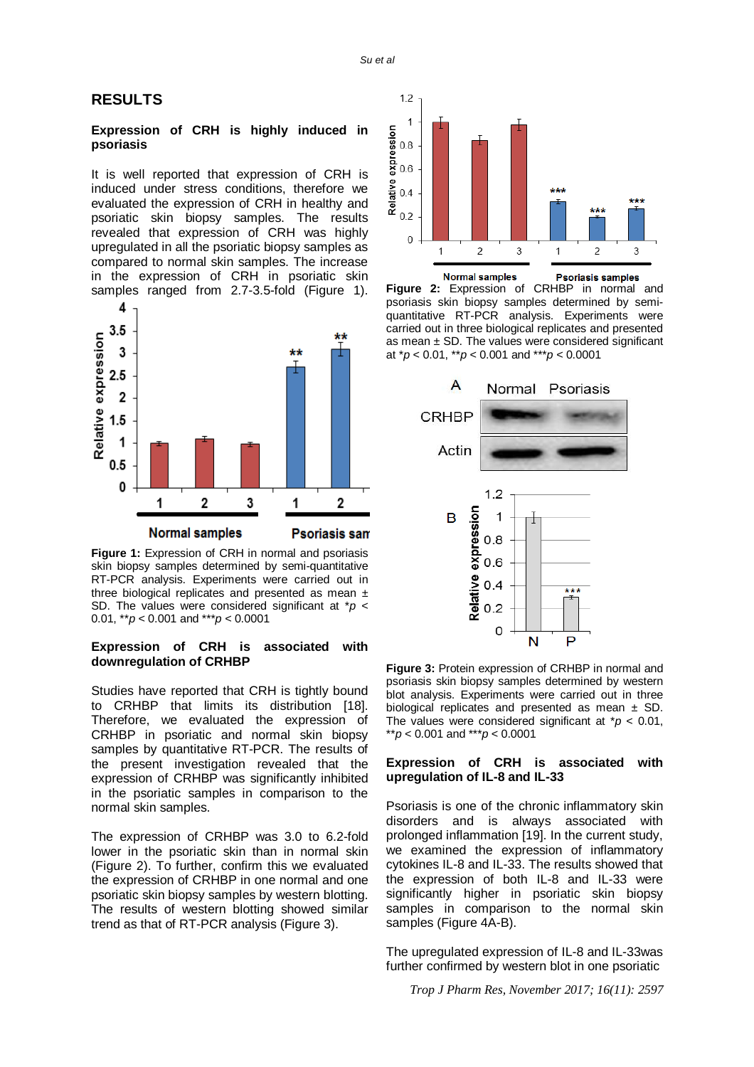## RESULTS

### Expression of CRH is highly induced in psoriasis

It is well reported that expression of CRH is induced under stress conditions, therefore we evaluated the expression of CRH in healthy and psoriatic skin biopsy samples. The results revealed that expression of CRH was highly upregulated in all the psoriatic biopsy samples as compared to normal skin samples. The increase in the expression of CRH in psoriatic skin samples ranged from 2.7-3.5-fold (Figure 1).

**Figure 1:** Expression of CRH in normal and psoriasis skin biopsy samples determined by semi-quantitative RT-PCR analysis. Experiments were carried out in three biological replicates and presented as mean ± SD. The values were considered significant at \**p* < 0.01, \*\**p* < 0.001 and \*\*\**p* < 0.0001

### Expression of CRH is associated with downregulation of CRHBP

Studies have reported that CRH is tightly bound to CRHBP that limits its distribution [18]. Therefore, we evaluated the expression of CRHBP in psoriatic and normal skin biopsy samples by quantitative RT-PCR. The results of the present investigation revealed that the expression of CRHBP was significantly inhibited in the psoriatic samples in comparison to the normal skin samples.

The expression of CRHBP was 3.0 to 6.2-fold lower in the psoriatic skin than in normal skin (Figure 2). To further, confirm this we evaluated the expression of CRHBP in one normal and one psoriatic skin biopsy samples by western blotting. The results of western blotting showed similar trend as that of RT-PCR analysis (Figure 3).

**Figure 2:** Expression of CRHBP in normal and psoriasis skin biopsy samples determined by semi-quantitative RT-PCR analysis. Experiments were carried out in three biological replicates and presented as mean ± SD. The values were considered significant at \**p* < 0.01, \*\**p* < 0.001 and \*\*\**p* < 0.0001

**Figure 3:** Protein expression of CRHBP in normal and psoriasis skin biopsy samples determined by western blot analysis. Experiments were carried out in three biological replicates and presented as mean ± SD. The values were considered significant at \**p* < 0.01, \*\**p* < 0.001 and \*\*\**p* < 0.0001

### Expression of CRH is associated with upregulation of IL-8 and IL-33

Psoriasis is one of the chronic inflammatory skin disorders and is always associated with prolonged inflammation [19]. In the current study, we examined the expression of inflammatory cytokines IL-8 and IL-33. The results showed that the expression of both IL-8 and IL-33 were significantly higher in psoriatic skin biopsy samples in comparison to the normal skin samples (Figure 4A-B).

The upregulated expression of IL-8 and IL-33was further confirmed by western blot in one psoriatic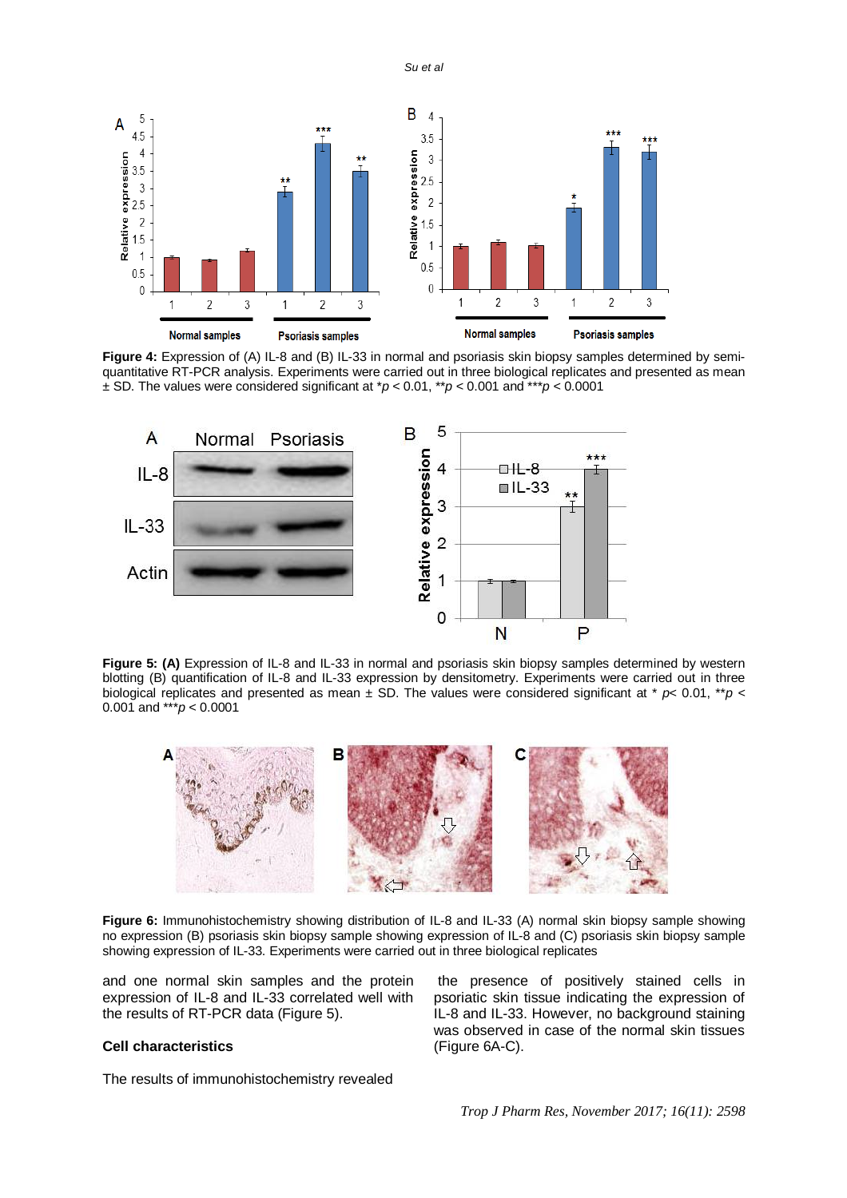**Figure 4:** Expression of (A) IL-8 and (B) IL-33 in normal and psoriasis skin biopsy samples determined by semi-quantitative RT-PCR analysis. Experiments were carried out in three biological replicates and presented as mean ± SD. The values were considered significant at $*p < 0.01$, $**p < 0.001$ and $***p < 0.0001$

**Figure 5: (A)** Expression of IL-8 and IL-33 in normal and psoriasis skin biopsy samples determined by western blotting (B) quantification of IL-8 and IL-33 expression by densitometry. Experiments were carried out in three biological replicates and presented as mean ± SD. The values were considered significant at $*\ p < 0.01$, $**p < 0.001$ and $***p < 0.0001$

**Figure 6:** Immunohistochemistry showing distribution of IL-8 and IL-33 (A) normal skin biopsy sample showing no expression (B) psoriasis skin biopsy sample showing expression of IL-8 and (C) psoriasis skin biopsy sample showing expression of IL-33. Experiments were carried out in three biological replicates

and one normal skin samples and the protein expression of IL-8 and IL-33 correlated well with the results of RT-PCR data (Figure 5).

### Cell characteristics

The results of immunohistochemistry revealed the presence of positively stained cells in psoriatic skin tissue indicating the expression of IL-8 and IL-33. However, no background staining was observed in case of the normal skin tissues (Figure 6A-C).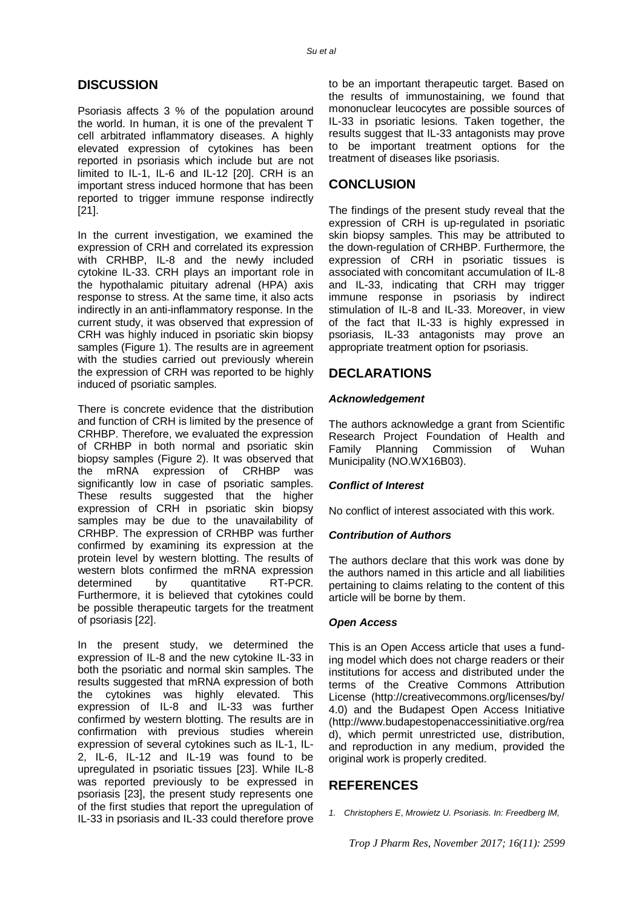## DISCUSSION

Psoriasis affects 3 % of the population around the world. In human, it is one of the prevalent T cell arbitrated inflammatory diseases. A highly elevated expression of cytokines has been reported in psoriasis which include but are not limited to IL-1, IL-6 and IL-12 [20]. CRH is an important stress induced hormone that has been reported to trigger immune response indirectly [21].

In the current investigation, we examined the expression of CRH and correlated its expression with CRHBP, IL-8 and the newly included cytokine IL-33. CRH plays an important role in the hypothalamic pituitary adrenal (HPA) axis response to stress. At the same time, it also acts indirectly in an anti-inflammatory response. In the current study, it was observed that expression of CRH was highly induced in psoriatic skin biopsy samples (Figure 1). The results are in agreement with the studies carried out previously wherein the expression of CRH was reported to be highly induced of psoriatic samples.

There is concrete evidence that the distribution and function of CRH is limited by the presence of CRHBP. Therefore, we evaluated the expression of CRHBP in both normal and psoriatic skin biopsy samples (Figure 2). It was observed that the mRNA expression of CRHBP was significantly low in case of psoriatic samples. These results suggested that the higher expression of CRH in psoriatic skin biopsy samples may be due to the unavailability of CRHBP. The expression of CRHBP was further confirmed by examining its expression at the protein level by western blotting. The results of western blots confirmed the mRNA expression determined by quantitative RT-PCR. Furthermore, it is believed that cytokines could be possible therapeutic targets for the treatment of psoriasis [22].

In the present study, we determined the expression of IL-8 and the new cytokine IL-33 in both the psoriatic and normal skin samples. The results suggested that mRNA expression of both the cytokines was highly elevated. This expression of IL-8 and IL-33 was further confirmed by western blotting. The results are in confirmation with previous studies wherein expression of several cytokines such as IL-1, IL-2, IL-6, IL-12 and IL-19 was found to be upregulated in psoriatic tissues [23]. While IL-8 was reported previously to be expressed in psoriasis [23], the present study represents one of the first studies that report the upregulation of IL-33 in psoriasis and IL-33 could therefore prove to be an important therapeutic target. Based on the results of immunostaining, we found that mononuclear leucocytes are possible sources of IL-33 in psoriatic lesions. Taken together, the results suggest that IL-33 antagonists may prove to be important treatment options for the treatment of diseases like psoriasis.

## CONCLUSION

The findings of the present study reveal that the expression of CRH is up-regulated in psoriatic skin biopsy samples. This may be attributed to the down-regulation of CRHBP. Furthermore, the expression of CRH in psoriatic tissues is associated with concomitant accumulation of IL-8 and IL-33, indicating that CRH may trigger immune response in psoriasis by indirect stimulation of IL-8 and IL-33. Moreover, in view of the fact that IL-33 is highly expressed in psoriasis, IL-33 antagonists may prove an appropriate treatment option for psoriasis.

## DECLARATIONS

### *Acknowledgement*

The authors acknowledge a grant from Scientific Research Project Foundation of Health and Family Planning Commission of Wuhan Municipality (NO.WX16B03).

### *Conflict of Interest*

No conflict of interest associated with this work.

### *Contribution of Authors*

The authors declare that this work was done by the authors named in this article and all liabilities pertaining to claims relating to the content of this article will be borne by them.

### *Open Access*

This is an Open Access article that uses a funding model which does not charge readers or their institutions for access and distributed under the terms of the Creative Commons Attribution License (http://creativecommons.org/licenses/by/4.0) and the Budapest Open Access Initiative (http://www.budapestopenaccessinitiative.org/read), which permit unrestricted use, distribution, and reproduction in any medium, provided the original work is properly credited.

## REFERENCES

1. *Christophers E, Mrowietz U. Psoriasis. In: Freedberg IM,*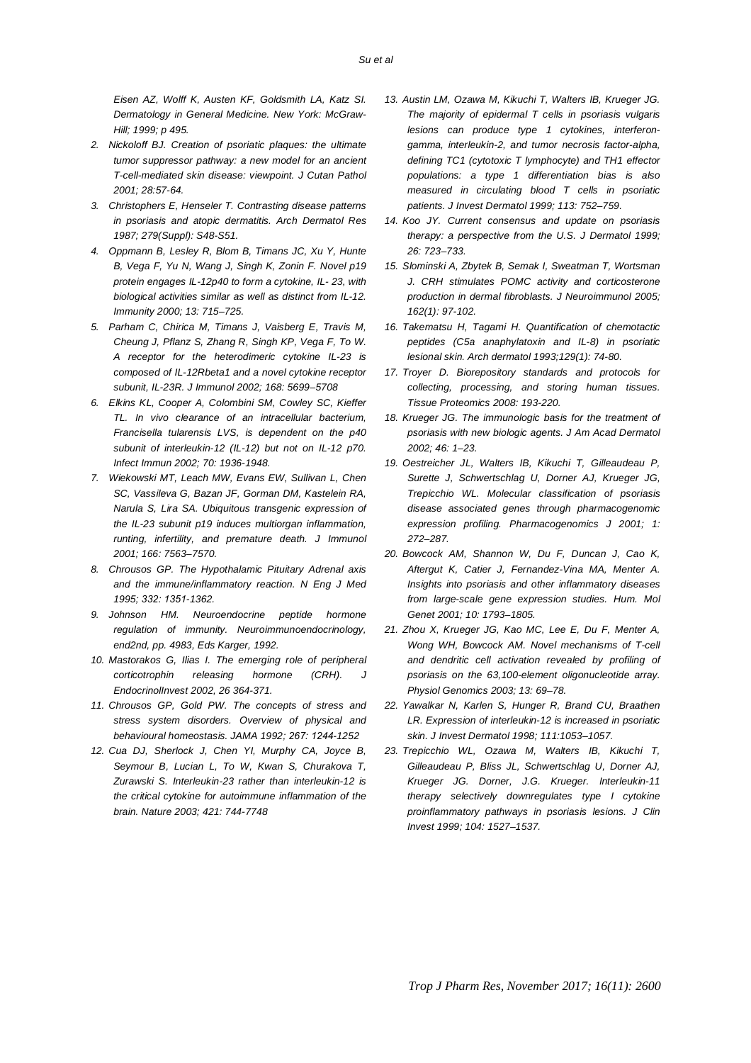Eisen AZ, Wolff K, Austen KF, Goldsmith LA, Katz SI. Dermatology in General Medicine. New York: McGraw-Hill; 1999; p 495.

2. Nickoloff BJ. Creation of psoriatic plaques: the ultimate tumor suppressor pathway: a new model for an ancient T-cell-mediated skin disease: viewpoint. J Cutan Pathol 2001; 28:57-64.
3. Christophers E, Henseler T. Contrasting disease patterns in psoriasis and atopic dermatitis. Arch Dermatol Res 1987; 279(Suppl): S48-S51.
4. Oppmann B, Lesley R, Blom B, Timans JC, Xu Y, Hunte B, Vega F, Yu N, Wang J, Singh K, Zonin F. Novel p19 protein engages IL-12p40 to form a cytokine, IL- 23, with biological activities similar as well as distinct from IL-12. Immunity 2000; 13: 715–725.
5. Parham C, Chirica M, Timans J, Vaisberg E, Travis M, Cheung J, Pflanz S, Zhang R, Singh KP, Vega F, To W. A receptor for the heterodimeric cytokine IL-23 is composed of IL-12Rbeta1 and a novel cytokine receptor subunit, IL-23R. J Immunol 2002; 168: 5699–5708
6. Elkins KL, Cooper A, Colombini SM, Cowley SC, Kieffer TL. In vivo clearance of an intracellular bacterium, Francisella tularensis LVS, is dependent on the p40 subunit of interleukin-12 (IL-12) but not on IL-12 p70. Infect Immun 2002; 70: 1936-1948.
7. Wiekowski MT, Leach MW, Evans EW, Sullivan L, Chen SC, Vassileva G, Bazan JF, Gorman DM, Kastelein RA, Narula S, Lira SA. Ubiquitous transgenic expression of the IL-23 subunit p19 induces multiorgan inflammation, runting, infertility, and premature death. J Immunol 2001; 166: 7563–7570.
8. Chrousos GP. The Hypothalamic Pituitary Adrenal axis and the immune/inflammatory reaction. N Eng J Med 1995; 332: 1351-1362.
9. Johnson HM. Neuroendocrine peptide hormone regulation of immunity. Neuroimmunoendocrinology, end2nd, pp. 4983, Eds Karger, 1992.
10. Mastorakos G, Ilias I. The emerging role of peripheral corticotrophin releasing hormone (CRH). J EndocrinolInvest 2002, 26 364-371.
11. Chrousos GP, Gold PW. The concepts of stress and stress system disorders. Overview of physical and behavioural homeostasis. JAMA 1992; 267: 1244-1252
12. Cua DJ, Sherlock J, Chen YI, Murphy CA, Joyce B, Seymour B, Lucian L, To W, Kwan S, Churakova T, Zurawski S. Interleukin-23 rather than interleukin-12 is the critical cytokine for autoimmune inflammation of the brain. Nature 2003; 421: 744-7748
13. Austin LM, Ozawa M, Kikuchi T, Walters IB, Krueger JG. The majority of epidermal T cells in psoriasis vulgaris lesions can produce type 1 cytokines, interferon-gamma, interleukin-2, and tumor necrosis factor-alpha, defining TC1 (cytotoxic T lymphocyte) and TH1 effector populations: a type 1 differentiation bias is also measured in circulating blood T cells in psoriatic patients. J Invest Dermatol 1999; 113: 752–759.
14. Koo JY. Current consensus and update on psoriasis therapy: a perspective from the U.S. J Dermatol 1999; 26: 723–733.
15. Slominski A, Zbytek B, Semak I, Sweatman T, Wortsman J. CRH stimulates POMC activity and corticosterone production in dermal fibroblasts. J Neuroimmunol 2005; 162(1): 97-102.
16. Takematsu H, Tagami H. Quantification of chemotactic peptides (C5a anaphylatoxin and IL-8) in psoriatic lesional skin. Arch dermatol 1993;129(1): 74-80.
17. Troyer D. Biorepository standards and protocols for collecting, processing, and storing human tissues. Tissue Proteomics 2008: 193-220.
18. Krueger JG. The immunologic basis for the treatment of psoriasis with new biologic agents. J Am Acad Dermatol 2002; 46: 1–23.
19. Oestreicher JL, Walters IB, Kikuchi T, Gilleaudeau P, Surette J, Schwertschlag U, Dorner AJ, Krueger JG, Trepicchio WL. Molecular classification of psoriasis disease associated genes through pharmacogenomic expression profiling. Pharmacogenomics J 2001; 1: 272–287.
20. Bowcock AM, Shannon W, Du F, Duncan J, Cao K, Aftergut K, Catier J, Fernandez-Vina MA, Menter A. Insights into psoriasis and other inflammatory diseases from large-scale gene expression studies. Hum. Mol Genet 2001; 10: 1793–1805.
21. Zhou X, Krueger JG, Kao MC, Lee E, Du F, Menter A, Wong WH, Bowcock AM. Novel mechanisms of T-cell and dendritic cell activation revealed by profiling of psoriasis on the 63,100-element oligonucleotide array. Physiol Genomics 2003; 13: 69–78.
22. Yawalkar N, Karlen S, Hunger R, Brand CU, Braathen LR. Expression of interleukin-12 is increased in psoriatic skin. J Invest Dermatol 1998; 111:1053–1057.
23. Trepicchio WL, Ozawa M, Walters IB, Kikuchi T, Gilleaudeau P, Bliss JL, Schwertschlag U, Dorner AJ, Krueger JG. Dorner, J.G. Krueger. Interleukin-11 therapy selectively downregulates type I cytokine proinflammatory pathways in psoriasis lesions. J Clin Invest 1999; 104: 1527–1537.